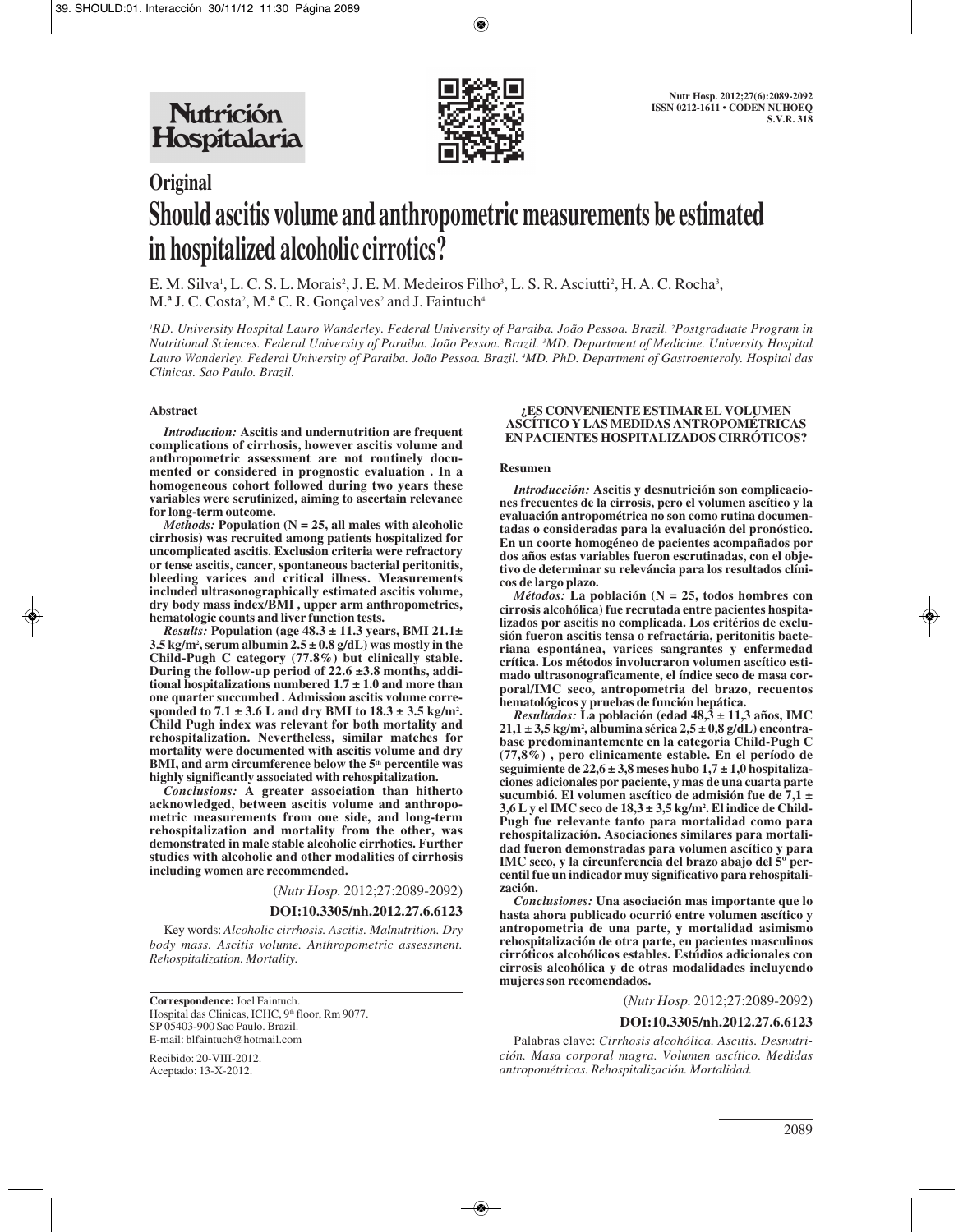## Original

# Should ascitis volume and anthropometric measurements be estimated in hospitalized alcoholic cirrotics?

E. M. Silva[1], L. C. S. L. Morais[2], J. E. M. Medeiros Filho[3], L. S. R. Asciutti[2], H. A. C. Rocha[3], M.ª J. C. Costa[2], M.ª C. R. Gonçalves[2] and J. Faintuch[4]

[1]RD. University Hospital Lauro Wanderley. Federal University of Paraiba. João Pessoa. Brazil. [2]Postgraduate Program in Nutritional Sciences. Federal University of Paraiba. João Pessoa. Brazil. [3]MD. Department of Medicine. University Hospital Lauro Wanderley. Federal University of Paraiba. João Pessoa. Brazil. [4]MD. PhD. Department of Gastroenteroly. Hospital das Clinicas. Sao Paulo. Brazil.

### Abstract

***Introduction:*** **Ascitis and undernutrition are frequent complications of cirrhosis, however ascitis volume and anthropometric assessment are not routinely documented or considered in prognostic evaluation . In a homogeneous cohort followed during two years these variables were scrutinized, aiming to ascertain relevance for long-term outcome.**

***Methods:*** **Population (N = 25, all males with alcoholic cirrhosis) was recruited among patients hospitalized for uncomplicated ascitis. Exclusion criteria were refractory or tense ascitis, cancer, spontaneous bacterial peritonitis, bleeding varices and critical illness. Measurements included ultrasonographically estimated ascitis volume, dry body mass index/BMI , upper arm anthropometrics, hematologic counts and liver function tests.**

***Results:*** **Population (age 48.3 ± 11.3 years, BMI 21.1± 3.5 kg/m², serum albumin 2.5 ± 0.8 g/dL) was mostly in the Child-Pugh C category (77.8%) but clinically stable. During the follow-up period of 22.6 ±3.8 months, additional hospitalizations numbered 1.7 ± 1.0 and more than one quarter succumbed . Admission ascitis volume corresponded to 7.1 ± 3.6 L and dry BMI to 18.3 ± 3.5 kg/m². Child Pugh index was relevant for both mortality and rehospitalization. Nevertheless, similar matches for mortality were documented with ascitis volume and dry BMI, and arm circumference below the 5th percentile was highly significantly associated with rehospitalization.**

***Conclusions:*** **A greater association than hitherto acknowledged, between ascitis volume and anthropometric measurements from one side, and long-term rehospitalization and mortality from the other, was demonstrated in male stable alcoholic cirrhotics. Further studies with alcoholic and other modalities of cirrhosis including women are recommended.**

(*Nutr Hosp.* 2012;27:2089-2092)

**DOI:10.3305/nh.2012.27.6.6123**

Key words: *Alcoholic cirrhosis. Ascitis. Malnutrition. Dry body mass. Ascitis volume. Anthropometric assessment. Rehospitalization. Mortality.*

**Correspondence:** Joel Faintuch.
Hospital das Clinicas, ICHC, 9th floor, Rm 9077.
SP 05403-900 Sao Paulo. Brazil.
E-mail: blfaintuch@hotmail.com

Recibido: 20-VIII-2012.
Aceptado: 13-X-2012.

### ¿ES CONVENIENTE ESTIMAR EL VOLUMEN ASCÍTICO Y LAS MEDIDAS ANTROPOMÉTRICAS EN PACIENTES HOSPITALIZADOS CIRRÓTICOS?

#### Resumen

***Introducción:*** **Ascitis y desnutrición son complicaciones frecuentes de la cirrosis, pero el volumen ascítico y la evaluación antropométrica no son como rutina documentadas o consideradas para la evaluación del pronóstico. En un coorte homogéneo de pacientes acompañados por dos años estas variables fueron escrutinadas, con el objetivo de determinar su relevância para los resultados clínicos de largo plazo.**

***Métodos:*** **La población (N = 25, todos hombres con cirrosis alcohólica) fue recrutada entre pacientes hospitalizados por ascitis no complicada. Los critérios de exclusión fueron ascitis tensa o refractária, peritonitis bacteriana espontánea, varices sangrantes y enfermedad crítica. Los métodos involucraron volumen ascítico estimado ultrasonograficamente, el índice seco de masa corporal/IMC seco, antropometria del brazo, recuentos hematológicos y pruebas de función hepática.**

***Resultados:*** **La población (edad 48,3 ± 11,3 años, IMC 21,1 ± 3,5 kg/m², albumina sérica 2,5 ± 0,8 g/dL) encontrabase predominantemente en la categoria Child-Pugh C (77,8%) , pero clinicamente estable. En el período de seguimiente de 22,6 ± 3,8 meses hubo 1,7 ± 1,0 hospitalizaciones adicionales por paciente, y mas de una cuarta parte sucumbió. El volumen ascítico de admisión fue de 7,1 ± 3,6 L y el IMC seco de 18,3 ± 3,5 kg/m². El indice de Child-Pugh fue relevante tanto para mortalidad como para rehospitalización. Asociaciones similares para mortalidad fueron demonstradas para volumen ascítico y para IMC seco, y la circunferencia del brazo abajo del 5º percentil fue un indicador muy significativo para rehospitalización.**

***Conclusiones:*** **Una asociación mas importante que lo hasta ahora publicado ocurrió entre volumen ascítico y antropometria de una parte, y mortalidad asimismo rehospitalización de otra parte, en pacientes masculinos cirróticos alcohólicos estables. Estúdios adicionales con cirrosis alcohólica y de otras modalidades incluyendo mujeres son recomendados.**

(*Nutr Hosp.* 2012;27:2089-2092)

**DOI:10.3305/nh.2012.27.6.6123**

Palabras clave: *Cirrhosis alcohólica. Ascitis. Desnutrición. Masa corporal magra. Volumen ascítico. Medidas antropométricas. Rehospitalización. Mortalidad.*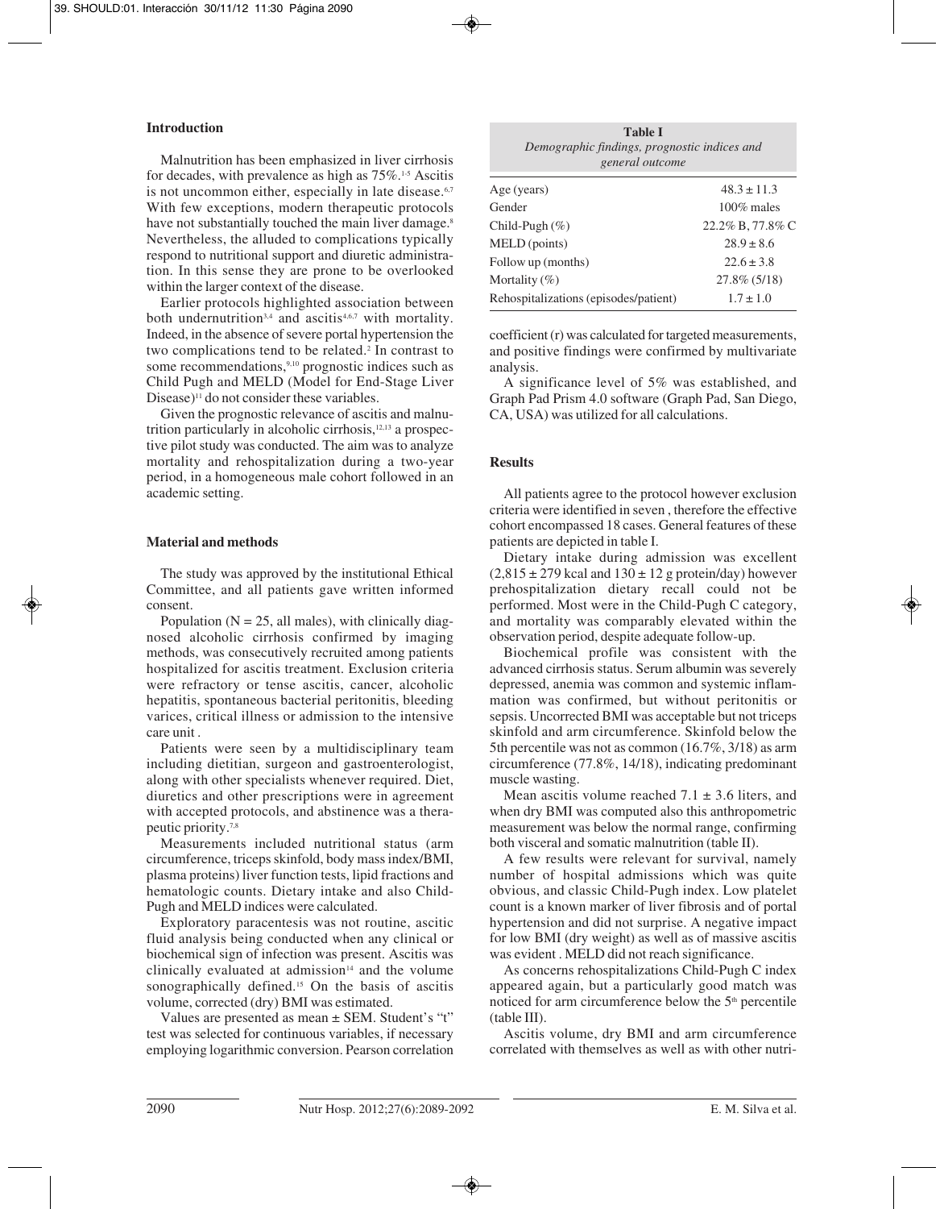## Introduction

Malnutrition has been emphasized in liver cirrhosis for decades, with prevalence as high as 75%.[1-5] Ascitis is not uncommon either, especially in late disease.[6,7] With few exceptions, modern therapeutic protocols have not substantially touched the main liver damage.[8] Nevertheless, the alluded to complications typically respond to nutritional support and diuretic administration. In this sense they are prone to be overlooked within the larger context of the disease.

Earlier protocols highlighted association between both undernutrition[3,4] and ascitis[4,6,7] with mortality. Indeed, in the absence of severe portal hypertension the two complications tend to be related.[2] In contrast to some recommendations,[9,10] prognostic indices such as Child Pugh and MELD (Model for End-Stage Liver Disease)[11] do not consider these variables.

Given the prognostic relevance of ascitis and malnutrition particularly in alcoholic cirrhosis,[12,13] a prospective pilot study was conducted. The aim was to analyze mortality and rehospitalization during a two-year period, in a homogeneous male cohort followed in an academic setting.

## Material and methods

The study was approved by the institutional Ethical Committee, and all patients gave written informed consent.

Population (N = 25, all males), with clinically diagnosed alcoholic cirrhosis confirmed by imaging methods, was consecutively recruited among patients hospitalized for ascitis treatment. Exclusion criteria were refractory or tense ascitis, cancer, alcoholic hepatitis, spontaneous bacterial peritonitis, bleeding varices, critical illness or admission to the intensive care unit .

Patients were seen by a multidisciplinary team including dietitian, surgeon and gastroenterologist, along with other specialists whenever required. Diet, diuretics and other prescriptions were in agreement with accepted protocols, and abstinence was a therapeutic priority.[7,8]

Measurements included nutritional status (arm circumference, triceps skinfold, body mass index/BMI, plasma proteins) liver function tests, lipid fractions and hematologic counts. Dietary intake and also Child-Pugh and MELD indices were calculated.

Exploratory paracentesis was not routine, ascitic fluid analysis being conducted when any clinical or biochemical sign of infection was present. Ascitis was clinically evaluated at admission[14] and the volume sonographically defined.[15] On the basis of ascitis volume, corrected (dry) BMI was estimated.

Values are presented as mean ± SEM. Student's "t" test was selected for continuous variables, if necessary employing logarithmic conversion. Pearson correlation coefficient (r) was calculated for targeted measurements, and positive findings were confirmed by multivariate analysis.

A significance level of 5% was established, and Graph Pad Prism 4.0 software (Graph Pad, San Diego, CA, USA) was utilized for all calculations.

**Table I**
*Demographic findings, prognostic indices and general outcome*

| | |
|---|---|
| Age (years) | 48.3 ± 11.3 |
| Gender | 100% males |
| Child-Pugh (%) | 22.2% B, 77.8% C |
| MELD (points) | 28.9 ± 8.6 |
| Follow up (months) | 22.6 ± 3.8 |
| Mortality (%) | 27.8% (5/18) |
| Rehospitalizations (episodes/patient) | 1.7 ± 1.0 |

## Results

All patients agree to the protocol however exclusion criteria were identified in seven , therefore the effective cohort encompassed 18 cases. General features of these patients are depicted in table I.

Dietary intake during admission was excellent (2,815 ± 279 kcal and 130 ± 12 g protein/day) however prehospitalization dietary recall could not be performed. Most were in the Child-Pugh C category, and mortality was comparably elevated within the observation period, despite adequate follow-up.

Biochemical profile was consistent with the advanced cirrhosis status. Serum albumin was severely depressed, anemia was common and systemic inflammation was confirmed, but without peritonitis or sepsis. Uncorrected BMI was acceptable but not triceps skinfold and arm circumference. Skinfold below the 5th percentile was not as common (16.7%, 3/18) as arm circumference (77.8%, 14/18), indicating predominant muscle wasting.

Mean ascitis volume reached 7.1 ± 3.6 liters, and when dry BMI was computed also this anthropometric measurement was below the normal range, confirming both visceral and somatic malnutrition (table II).

A few results were relevant for survival, namely number of hospital admissions which was quite obvious, and classic Child-Pugh index. Low platelet count is a known marker of liver fibrosis and of portal hypertension and did not surprise. A negative impact for low BMI (dry weight) as well as of massive ascitis was evident . MELD did not reach significance.

As concerns rehospitalizations Child-Pugh C index appeared again, but a particularly good match was noticed for arm circumference below the 5th percentile (table III).

Ascitis volume, dry BMI and arm circumference correlated with themselves as well as with other nutri-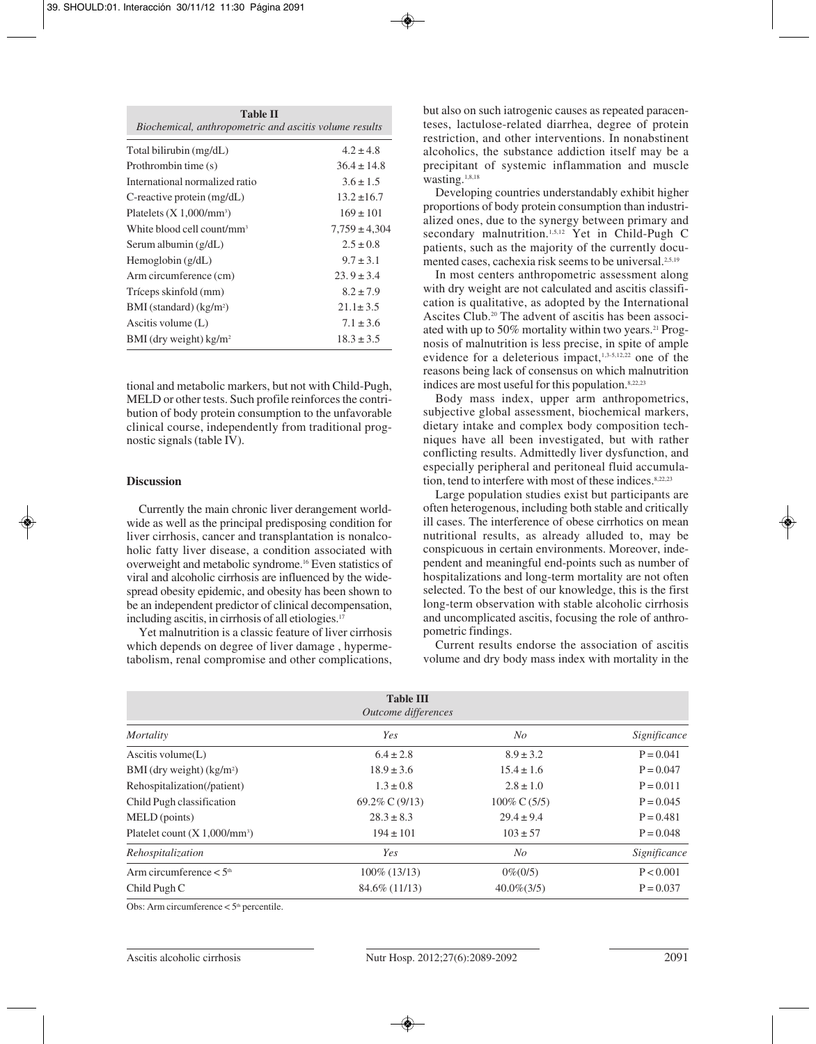**Table II**
*Biochemical, anthropometric and ascitis volume results*

| | |
|---|---|
| Total bilirubin (mg/dL) | 4.2 ± 4.8 |
| Prothrombin time (s) | 36.4 ± 14.8 |
| International normalized ratio | 3.6 ± 1.5 |
| C-reactive protein (mg/dL) | 13.2 ±16.7 |
| Platelets (X 1,000/mm³) | 169 ± 101 |
| White blood cell count/mm³ | 7,759 ± 4,304 |
| Serum albumin (g/dL) | 2.5 ± 0.8 |
| Hemoglobin (g/dL) | 9.7 ± 3.1 |
| Arm circumference (cm) | 23. 9 ± 3.4 |
| Tríceps skinfold (mm) | 8.2 ± 7.9 |
| BMI (standard) (kg/m²) | 21.1± 3.5 |
| Ascitis volume (L) | 7.1 ± 3.6 |
| BMI (dry weight) kg/m² | 18.3 ± 3.5 |

tional and metabolic markers, but not with Child-Pugh, MELD or other tests. Such profile reinforces the contribution of body protein consumption to the unfavorable clinical course, independently from traditional prognostic signals (table IV).

## Discussion

Currently the main chronic liver derangement worldwide as well as the principal predisposing condition for liver cirrhosis, cancer and transplantation is nonalcoholic fatty liver disease, a condition associated with overweight and metabolic syndrome.[16] Even statistics of viral and alcoholic cirrhosis are influenced by the widespread obesity epidemic, and obesity has been shown to be an independent predictor of clinical decompensation, including ascitis, in cirrhosis of all etiologies.[17]

Yet malnutrition is a classic feature of liver cirrhosis which depends on degree of liver damage, hypermetabolism, renal compromise and other complications, but also on such iatrogenic causes as repeated paracenteses, lactulose-related diarrhea, degree of protein restriction, and other interventions. In nonabstinent alcoholics, the substance addiction itself may be a precipitant of systemic inflammation and muscle wasting.[1,8,18]

Developing countries understandably exhibit higher proportions of body protein consumption than industrialized ones, due to the synergy between primary and secondary malnutrition.[1,5,12] Yet in Child-Pugh C patients, such as the majority of the currently documented cases, cachexia risk seems to be universal.[2,5,19]

In most centers anthropometric assessment along with dry weight are not calculated and ascitis classification is qualitative, as adopted by the International Ascites Club.[20] The advent of ascitis has been associated with up to 50% mortality within two years.[21] Prognosis of malnutrition is less precise, in spite of ample evidence for a deleterious impact,[1,3-5,12,22] one of the reasons being lack of consensus on which malnutrition indices are most useful for this population.[8,22,23]

Body mass index, upper arm anthropometrics, subjective global assessment, biochemical markers, dietary intake and complex body composition techniques have all been investigated, but with rather conflicting results. Admittedly liver dysfunction, and especially peripheral and peritoneal fluid accumulation, tend to interfere with most of these indices.[8,22,23]

Large population studies exist but participants are often heterogenous, including both stable and critically ill cases. The interference of obese cirrhotics on mean nutritional results, as already alluded to, may be conspicuous in certain environments. Moreover, independent and meaningful end-points such as number of hospitalizations and long-term mortality are not often selected. To the best of our knowledge, this is the first long-term observation with stable alcoholic cirrhosis and uncomplicated ascitis, focusing the role of anthropometric findings.

Current results endorse the association of ascitis volume and dry body mass index with mortality in the

**Table III**
*Outcome differences*

| *Mortality* | *Yes* | *No* | *Significance* |
|---|---|---|---|
| Ascitis volume(L) | 6.4 ± 2.8 | 8.9 ± 3.2 | P = 0.041 |
| BMI (dry weight) (kg/m²) | 18.9 ± 3.6 | 15.4 ± 1.6 | P = 0.047 |
| Rehospitalization(/patient) | 1.3 ± 0.8 | 2.8 ± 1.0 | P = 0.011 |
| Child Pugh classification | 69.2% C (9/13) | 100% C (5/5) | P = 0.045 |
| MELD (points) | 28.3 ± 8.3 | 29.4 ± 9.4 | P = 0.481 |
| Platelet count (X 1,000/mm³) | 194 ± 101 | 103 ± 57 | P = 0.048 |
| *Rehospitalization* | *Yes* | *No* | *Significance* |
| Arm circumference < 5th | 100% (13/13) | 0%(0/5) | P < 0.001 |
| Child Pugh C | 84.6% (11/13) | 40.0%(3/5) | P = 0.037 |

Obs: Arm circumference < 5th percentile.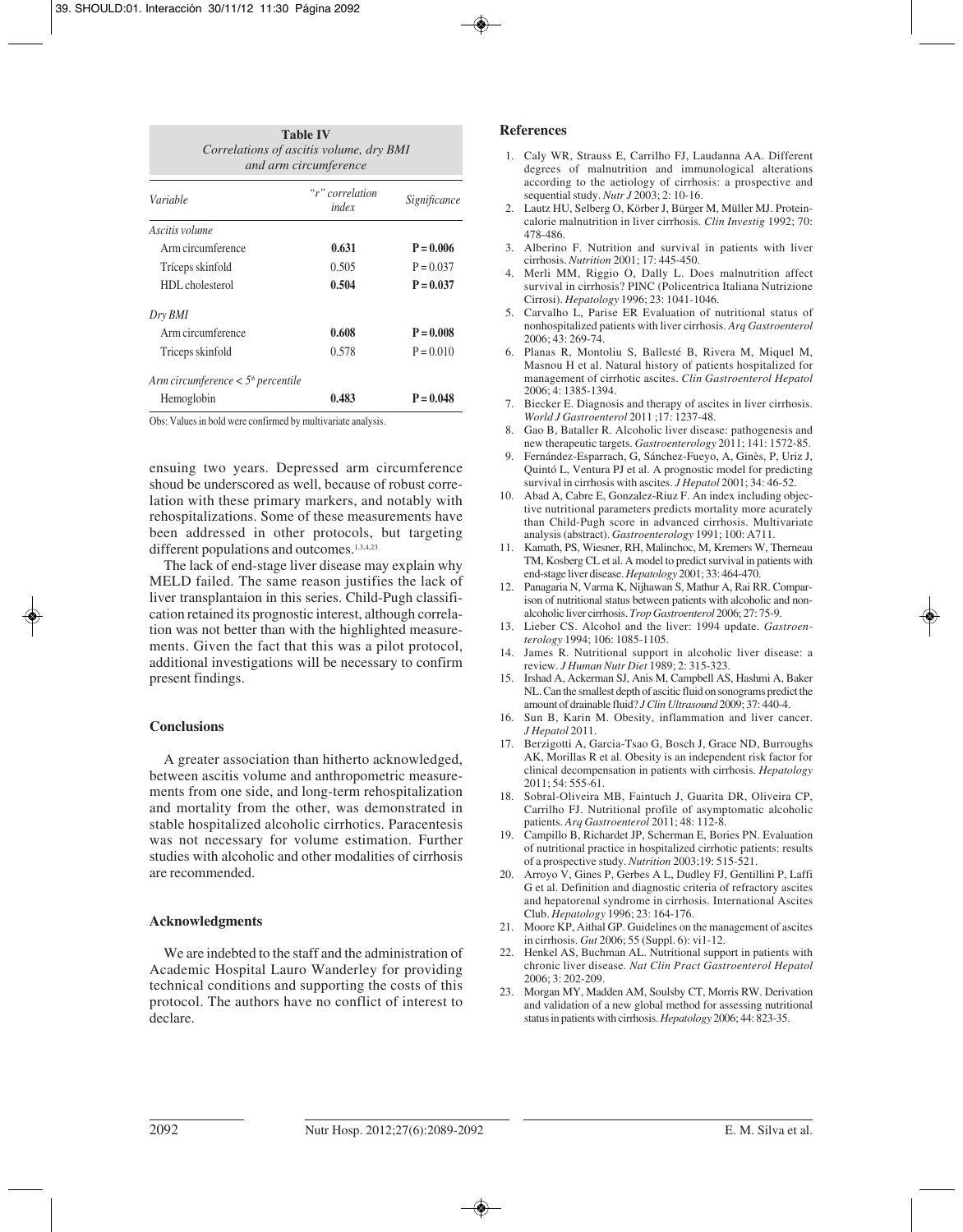**Table IV**
*Correlations of ascitis volume, dry BMI and arm circumference*

| *Variable* | *"r" correlation index* | *Significance* |
|---|---|---|
| *Ascitis volume* | | |
| Arm circumference | **0.631** | **P = 0.006** |
| Tríceps skinfold | 0.505 | P = 0.037 |
| HDL cholesterol | **0.504** | **P = 0.037** |
| *Dry BMI* | | |
| Arm circumference | **0.608** | **P = 0.008** |
| Triceps skinfold | 0.578 | P = 0.010 |
| *Arm circumference < 5th percentile* | | |
| Hemoglobin | **0.483** | **P = 0.048** |

Obs: Values in bold were confirmed by multivariate analysis.

ensuing two years. Depressed arm circumference shoud be underscored as well, because of robust correlation with these primary markers, and notably with rehospitalizations. Some of these measurements have been addressed in other protocols, but targeting different populations and outcomes.[1,3,4,23]

The lack of end-stage liver disease may explain why MELD failed. The same reason justifies the lack of liver transplantaion in this series. Child-Pugh classification retained its prognostic interest, although correlation was not better than with the highlighted measurements. Given the fact that this was a pilot protocol, additional investigations will be necessary to confirm present findings.

## Conclusions

A greater association than hitherto acknowledged, between ascitis volume and anthropometric measurements from one side, and long-term rehospitalization and mortality from the other, was demonstrated in stable hospitalized alcoholic cirrhotics. Paracentesis was not necessary for volume estimation. Further studies with alcoholic and other modalities of cirrhosis are recommended.

## Acknowledgments

We are indebted to the staff and the administration of Academic Hospital Lauro Wanderley for providing technical conditions and supporting the costs of this protocol. The authors have no conflict of interest to declare.

## References

1. Caly WR, Strauss E, Carrilho FJ, Laudanna AA. Different degrees of malnutrition and immunological alterations according to the aetiology of cirrhosis: a prospective and sequential study. *Nutr J* 2003; 2: 10-16.
2. Lautz HU, Selberg O, Körber J, Bürger M, Müller MJ. Protein-calorie malnutrition in liver cirrhosis. *Clin Investig* 1992; 70: 478-486.
3. Alberino F. Nutrition and survival in patients with liver cirrhosis. *Nutrition* 2001; 17: 445-450.
4. Merli MM, Riggio O, Dally L. Does malnutrition affect survival in cirrhosis? PINC (Policentrica Italiana Nutrizione Cirrosi). *Hepatology* 1996; 23: 1041-1046.
5. Carvalho L, Parise ER Evaluation of nutritional status of nonhospitalized patients with liver cirrhosis. *Arq Gastroenterol* 2006; 43: 269-74.
6. Planas R, Montoliu S, Ballesté B, Rivera M, Miquel M, Masnou H et al. Natural history of patients hospitalized for management of cirrhotic ascites. *Clin Gastroenterol Hepatol* 2006; 4: 1385-1394.
7. Biecker E. Diagnosis and therapy of ascites in liver cirrhosis. *World J Gastroenterol* 2011 ;17: 1237-48.
8. Gao B, Bataller R. Alcoholic liver disease: pathogenesis and new therapeutic targets. *Gastroenterology* 2011; 141: 1572-85.
9. Fernández-Esparrach, G, Sánchez-Fueyo, A, Ginès, P, Uriz J, Quintó L, Ventura PJ et al. A prognostic model for predicting survival in cirrhosis with ascites. *J Hepatol* 2001; 34: 46-52.
10. Abad A, Cabre E, Gonzalez-Riuz F. An index including objective nutritional parameters predicts mortality more acurately than Child-Pugh score in advanced cirrhosis. Multivariate analysis (abstract). *Gastroenterology* 1991; 100: A711.
11. Kamath, PS, Wiesner, RH, Malinchoc, M, Kremers W, Therneau TM, Kosberg CL et al. A model to predict survival in patients with end-stage liver disease. *Hepatology* 2001; 33: 464-470.
12. Panagaria N, Varma K, Nijhawan S, Mathur A, Rai RR. Comparison of nutritional status between patients with alcoholic and nonalcoholic liver cirrhosis. *Trop Gastroenterol* 2006; 27: 75-9.
13. Lieber CS. Alcohol and the liver: 1994 update. *Gastroenterology* 1994; 106: 1085-1105.
14. James R. Nutritional support in alcoholic liver disease: a review. *J Human Nutr Diet* 1989; 2: 315-323.
15. Irshad A, Ackerman SJ, Anis M, Campbell AS, Hashmi A, Baker NL. Can the smallest depth of ascitic fluid on sonograms predict the amount of drainable fluid? *J Clin Ultrasound* 2009; 37: 440-4.
16. Sun B, Karin M. Obesity, inflammation and liver cancer. *J Hepatol* 2011.
17. Berzigotti A, Garcia-Tsao G, Bosch J, Grace ND, Burroughs AK, Morillas R et al. Obesity is an independent risk factor for clinical decompensation in patients with cirrhosis. *Hepatology* 2011; 54: 555-61.
18. Sobral-Oliveira MB, Faintuch J, Guarita DR, Oliveira CP, Carrilho FJ. Nutritional profile of asymptomatic alcoholic patients. *Arq Gastroenterol* 2011; 48: 112-8.
19. Campillo B, Richardet JP, Scherman E, Bories PN. Evaluation of nutritional practice in hospitalized cirrhotic patients: results of a prospective study. *Nutrition* 2003;19: 515-521.
20. Arroyo V, Gines P, Gerbes A L, Dudley FJ, Gentillini P, Laffi G et al. Definition and diagnostic criteria of refractory ascites and hepatorenal syndrome in cirrhosis. International Ascites Club. *Hepatology* 1996; 23: 164-176.
21. Moore KP, Aithal GP. Guidelines on the management of ascites in cirrhosis. *Gut* 2006; 55 (Suppl. 6): vi1-12.
22. Henkel AS, Buchman AL. Nutritional support in patients with chronic liver disease. *Nat Clin Pract Gastroenterol Hepatol* 2006; 3: 202-209.
23. Morgan MY, Madden AM, Soulsby CT, Morris RW. Derivation and validation of a new global method for assessing nutritional status in patients with cirrhosis. *Hepatology* 2006; 44: 823-35.